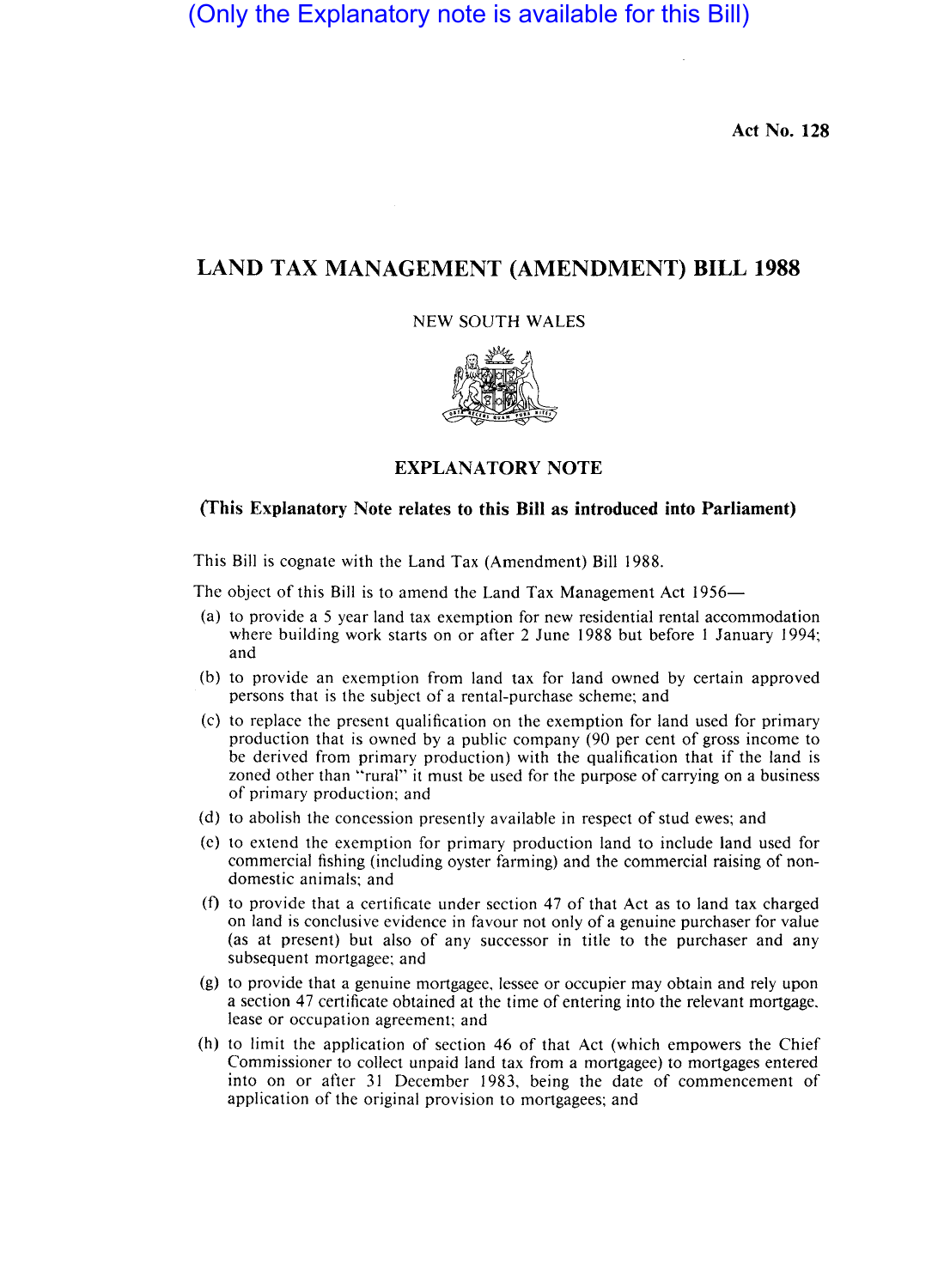(Only the Explanatory note is available for this Bill)

**Act No. 128**

# LAND TAX MANAGEMENT (AMENDMENT) BILL 1988

NEW SOUTH WALES

## EXPLANATORY NOTE

**(This Explanatory Note relates to this Bill as introduced into Parliament)**

This Bill is cognate with the Land Tax (Amendment) Bill 1988.

The object of this Bill is to amend the Land Tax Management Act 1956—

(a) to provide a 5 year land tax exemption for new residential rental accommodation where building work starts on or after 2 June 1988 but before 1 January 1994; and

(b) to provide an exemption from land tax for land owned by certain approved persons that is the subject of a rental-purchase scheme; and

(c) to replace the present qualification on the exemption for land used for primary production that is owned by a public company (90 per cent of gross income to be derived from primary production) with the qualification that if the land is zoned other than "rural" it must be used for the purpose of carrying on a business of primary production; and

(d) to abolish the concession presently available in respect of stud ewes; and

(e) to extend the exemption for primary production land to include land used for commercial fishing (including oyster farming) and the commercial raising of non-domestic animals; and

(f) to provide that a certificate under section 47 of that Act as to land tax charged on land is conclusive evidence in favour not only of a genuine purchaser for value (as at present) but also of any successor in title to the purchaser and any subsequent mortgagee; and

(g) to provide that a genuine mortgagee, lessee or occupier may obtain and rely upon a section 47 certificate obtained at the time of entering into the relevant mortgage, lease or occupation agreement; and

(h) to limit the application of section 46 of that Act (which empowers the Chief Commissioner to collect unpaid land tax from a mortgagee) to mortgages entered into on or after 31 December 1983, being the date of commencement of application of the original provision to mortgagees; and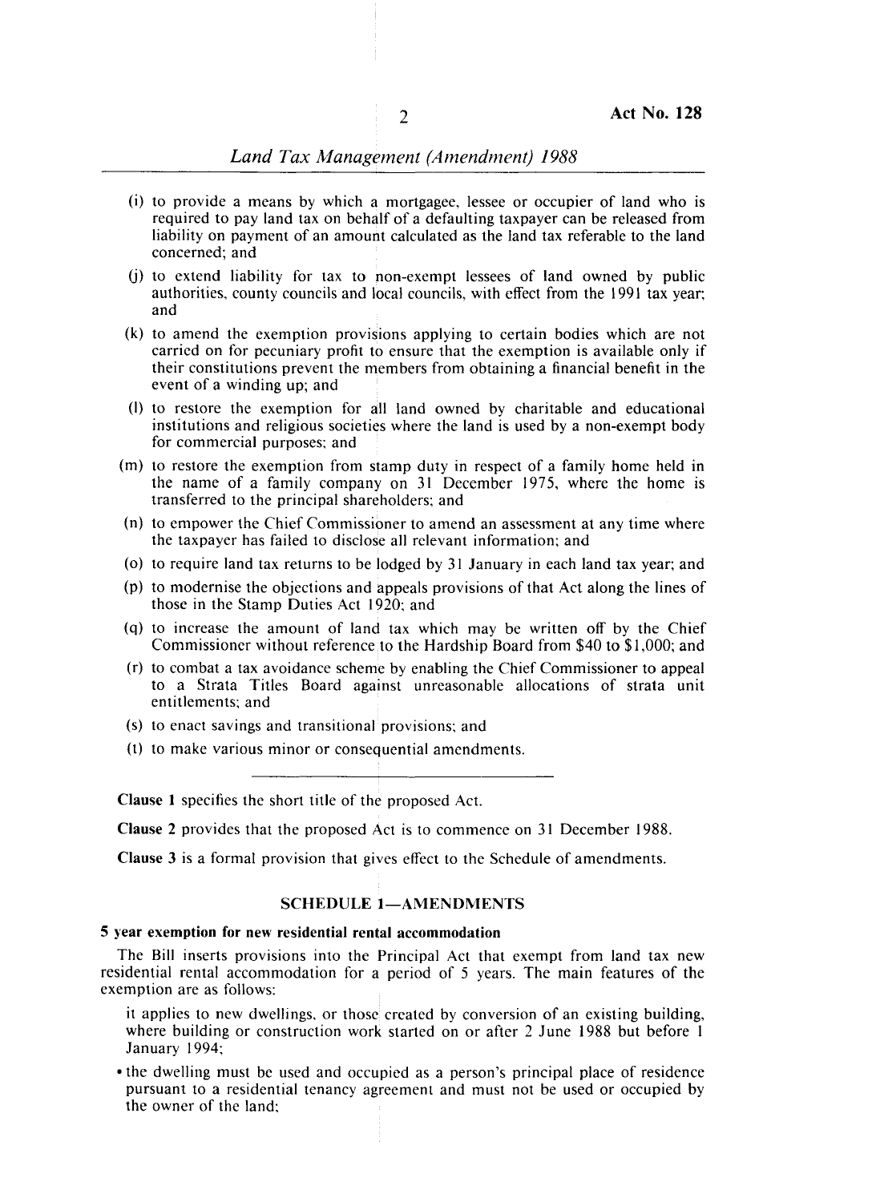(i) to provide a means by which a mortgagee, lessee or occupier of land who is required to pay land tax on behalf of a defaulting taxpayer can be released from liability on payment of an amount calculated as the land tax referable to the land concerned; and

(j) to extend liability for tax to non-exempt lessees of land owned by public authorities, county councils and local councils, with effect from the 1991 tax year; and

(k) to amend the exemption provisions applying to certain bodies which are not carried on for pecuniary profit to ensure that the exemption is available only if their constitutions prevent the members from obtaining a financial benefit in the event of a winding up; and

(l) to restore the exemption for all land owned by charitable and educational institutions and religious societies where the land is used by a non-exempt body for commercial purposes; and

(m) to restore the exemption from stamp duty in respect of a family home held in the name of a family company on 31 December 1975, where the home is transferred to the principal shareholders; and

(n) to empower the Chief Commissioner to amend an assessment at any time where the taxpayer has failed to disclose all relevant information; and

(o) to require land tax returns to be lodged by 31 January in each land tax year; and

(p) to modernise the objections and appeals provisions of that Act along the lines of those in the Stamp Duties Act 1920; and

(q) to increase the amount of land tax which may be written off by the Chief Commissioner without reference to the Hardship Board from $40 to $1,000; and

(r) to combat a tax avoidance scheme by enabling the Chief Commissioner to appeal to a Strata Titles Board against unreasonable allocations of strata unit entitlements; and

(s) to enact savings and transitional provisions; and

(t) to make various minor or consequential amendments.

---

**Clause 1** specifies the short title of the proposed Act.

**Clause 2** provides that the proposed Act is to commence on 31 December 1988.

**Clause 3** is a formal provision that gives effect to the Schedule of amendments.

## SCHEDULE 1—AMENDMENTS

### 5 year exemption for new residential rental accommodation

The Bill inserts provisions into the Principal Act that exempt from land tax new residential rental accommodation for a period of 5 years. The main features of the exemption are as follows:

it applies to new dwellings, or those created by conversion of an existing building, where building or construction work started on or after 2 June 1988 but before 1 January 1994;

- the dwelling must be used and occupied as a person's principal place of residence pursuant to a residential tenancy agreement and must not be used or occupied by the owner of the land;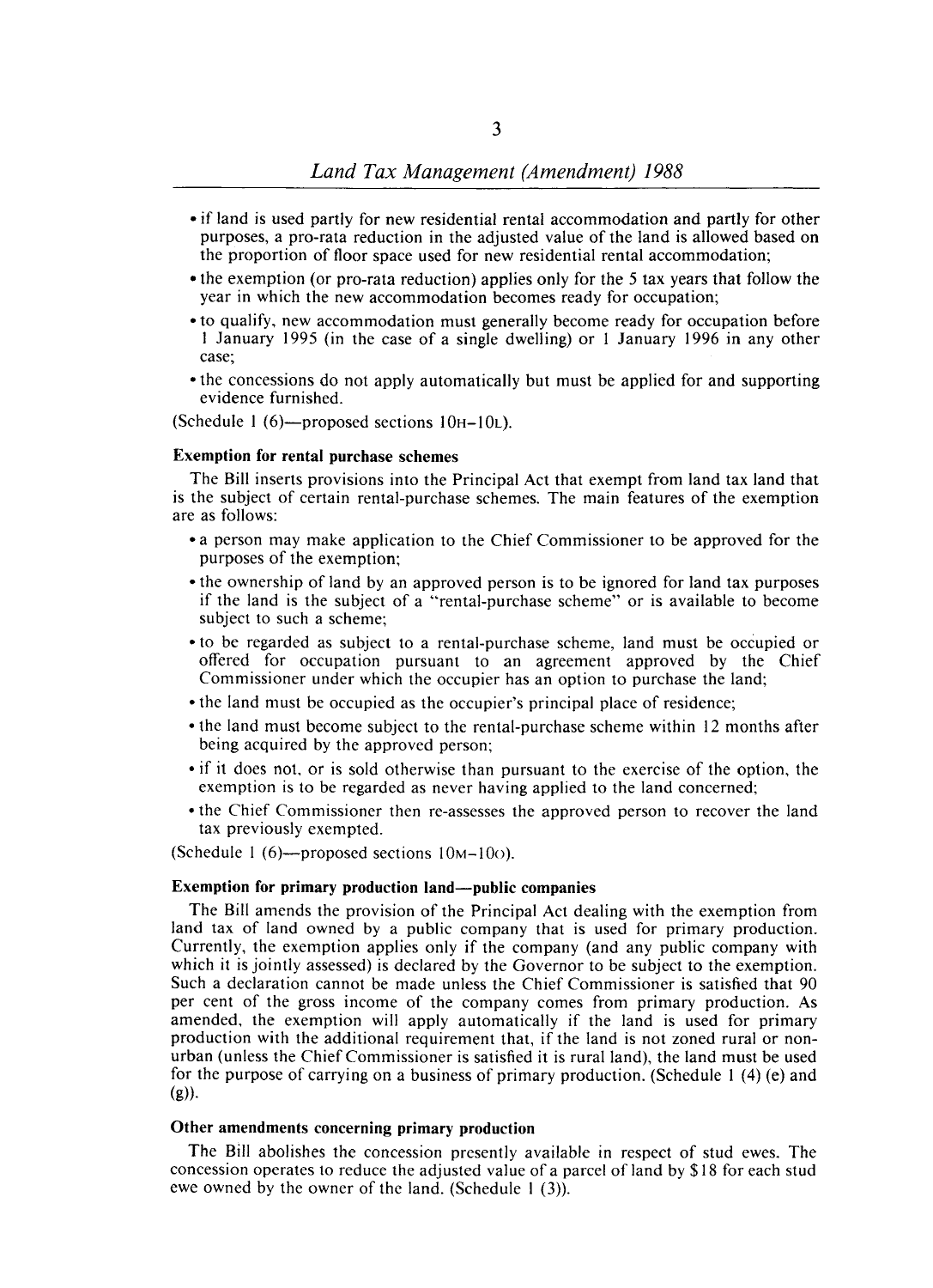- if land is used partly for new residential rental accommodation and partly for other purposes, a pro-rata reduction in the adjusted value of the land is allowed based on the proportion of floor space used for new residential rental accommodation;
- the exemption (or pro-rata reduction) applies only for the 5 tax years that follow the year in which the new accommodation becomes ready for occupation;
- to qualify, new accommodation must generally become ready for occupation before 1 January 1995 (in the case of a single dwelling) or 1 January 1996 in any other case;
- the concessions do not apply automatically but must be applied for and supporting evidence furnished.

(Schedule 1 (6)—proposed sections 10H–10L).

#### Exemption for rental purchase schemes

The Bill inserts provisions into the Principal Act that exempt from land tax land that is the subject of certain rental-purchase schemes. The main features of the exemption are as follows:

- a person may make application to the Chief Commissioner to be approved for the purposes of the exemption;
- the ownership of land by an approved person is to be ignored for land tax purposes if the land is the subject of a "rental-purchase scheme" or is available to become subject to such a scheme;
- to be regarded as subject to a rental-purchase scheme, land must be occupied or offered for occupation pursuant to an agreement approved by the Chief Commissioner under which the occupier has an option to purchase the land;
- the land must be occupied as the occupier's principal place of residence;
- the land must become subject to the rental-purchase scheme within 12 months after being acquired by the approved person;
- if it does not, or is sold otherwise than pursuant to the exercise of the option, the exemption is to be regarded as never having applied to the land concerned;
- the Chief Commissioner then re-assesses the approved person to recover the land tax previously exempted.

(Schedule 1 (6)—proposed sections 10M–10O).

#### Exemption for primary production land—public companies

The Bill amends the provision of the Principal Act dealing with the exemption from land tax of land owned by a public company that is used for primary production. Currently, the exemption applies only if the company (and any public company with which it is jointly assessed) is declared by the Governor to be subject to the exemption. Such a declaration cannot be made unless the Chief Commissioner is satisfied that 90 per cent of the gross income of the company comes from primary production. As amended, the exemption will apply automatically if the land is used for primary production with the additional requirement that, if the land is not zoned rural or non-urban (unless the Chief Commissioner is satisfied it is rural land), the land must be used for the purpose of carrying on a business of primary production. (Schedule 1 (4) (e) and (g)).

#### Other amendments concerning primary production

The Bill abolishes the concession presently available in respect of stud ewes. The concession operates to reduce the adjusted value of a parcel of land by $18 for each stud ewe owned by the owner of the land. (Schedule 1 (3)).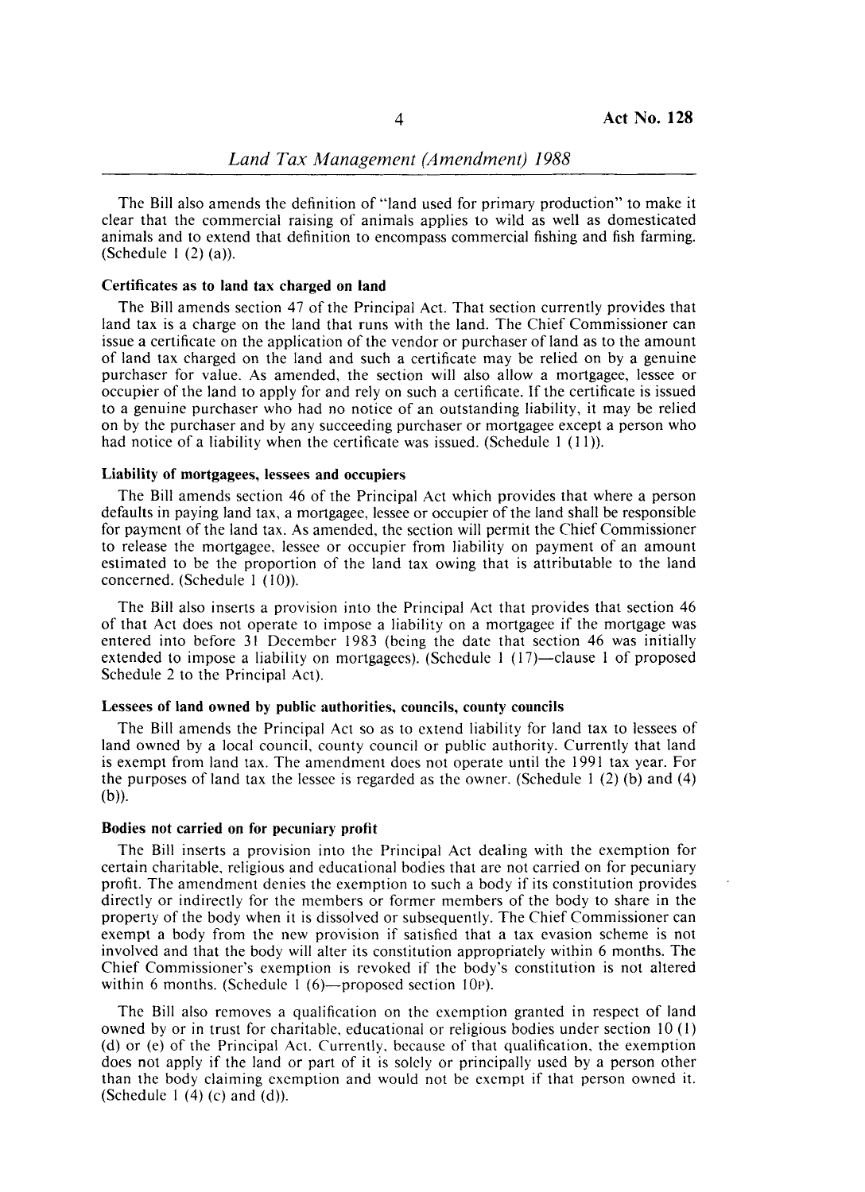The Bill also amends the definition of "land used for primary production" to make it clear that the commercial raising of animals applies to wild as well as domesticated animals and to extend that definition to encompass commercial fishing and fish farming. (Schedule 1 (2) (a)).

**Certificates as to land tax charged on land**

The Bill amends section 47 of the Principal Act. That section currently provides that land tax is a charge on the land that runs with the land. The Chief Commissioner can issue a certificate on the application of the vendor or purchaser of land as to the amount of land tax charged on the land and such a certificate may be relied on by a genuine purchaser for value. As amended, the section will also allow a mortgagee, lessee or occupier of the land to apply for and rely on such a certificate. If the certificate is issued to a genuine purchaser who had no notice of an outstanding liability, it may be relied on by the purchaser and by any succeeding purchaser or mortgagee except a person who had notice of a liability when the certificate was issued. (Schedule 1 (11)).

**Liability of mortgagees, lessees and occupiers**

The Bill amends section 46 of the Principal Act which provides that where a person defaults in paying land tax, a mortgagee, lessee or occupier of the land shall be responsible for payment of the land tax. As amended, the section will permit the Chief Commissioner to release the mortgagee, lessee or occupier from liability on payment of an amount estimated to be the proportion of the land tax owing that is attributable to the land concerned. (Schedule 1 (10)).

The Bill also inserts a provision into the Principal Act that provides that section 46 of that Act does not operate to impose a liability on a mortgagee if the mortgage was entered into before 31 December 1983 (being the date that section 46 was initially extended to impose a liability on mortgagees). (Schedule 1 (17)—clause 1 of proposed Schedule 2 to the Principal Act).

**Lessees of land owned by public authorities, councils, county councils**

The Bill amends the Principal Act so as to extend liability for land tax to lessees of land owned by a local council, county council or public authority. Currently that land is exempt from land tax. The amendment does not operate until the 1991 tax year. For the purposes of land tax the lessee is regarded as the owner. (Schedule 1 (2) (b) and (4) (b)).

**Bodies not carried on for pecuniary profit**

The Bill inserts a provision into the Principal Act dealing with the exemption for certain charitable, religious and educational bodies that are not carried on for pecuniary profit. The amendment denies the exemption to such a body if its constitution provides directly or indirectly for the members or former members of the body to share in the property of the body when it is dissolved or subsequently. The Chief Commissioner can exempt a body from the new provision if satisfied that a tax evasion scheme is not involved and that the body will alter its constitution appropriately within 6 months. The Chief Commissioner's exemption is revoked if the body's constitution is not altered within 6 months. (Schedule 1 (6)—proposed section 10P).

The Bill also removes a qualification on the exemption granted in respect of land owned by or in trust for charitable, educational or religious bodies under section 10 (1) (d) or (e) of the Principal Act. Currently, because of that qualification, the exemption does not apply if the land or part of it is solely or principally used by a person other than the body claiming exemption and would not be exempt if that person owned it. (Schedule 1 (4) (c) and (d)).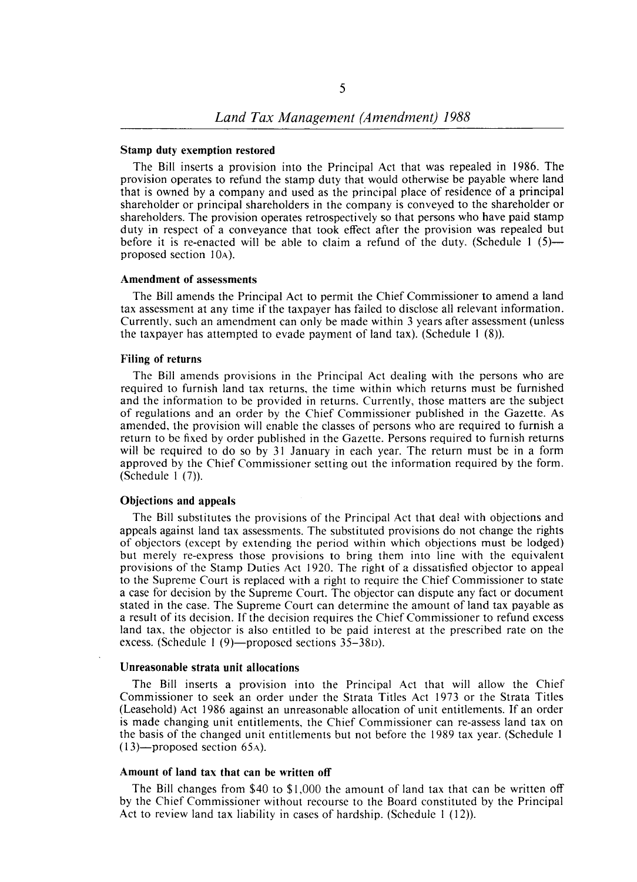### Stamp duty exemption restored

The Bill inserts a provision into the Principal Act that was repealed in 1986. The provision operates to refund the stamp duty that would otherwise be payable where land that is owned by a company and used as the principal place of residence of a principal shareholder or principal shareholders in the company is conveyed to the shareholder or shareholders. The provision operates retrospectively so that persons who have paid stamp duty in respect of a conveyance that took effect after the provision was repealed but before it is re-enacted will be able to claim a refund of the duty. (Schedule 1 (5)—proposed section 10A).

### Amendment of assessments

The Bill amends the Principal Act to permit the Chief Commissioner to amend a land tax assessment at any time if the taxpayer has failed to disclose all relevant information. Currently, such an amendment can only be made within 3 years after assessment (unless the taxpayer has attempted to evade payment of land tax). (Schedule 1 (8)).

### Filing of returns

The Bill amends provisions in the Principal Act dealing with the persons who are required to furnish land tax returns, the time within which returns must be furnished and the information to be provided in returns. Currently, those matters are the subject of regulations and an order by the Chief Commissioner published in the Gazette. As amended, the provision will enable the classes of persons who are required to furnish a return to be fixed by order published in the Gazette. Persons required to furnish returns will be required to do so by 31 January in each year. The return must be in a form approved by the Chief Commissioner setting out the information required by the form. (Schedule 1 (7)).

### Objections and appeals

The Bill substitutes the provisions of the Principal Act that deal with objections and appeals against land tax assessments. The substituted provisions do not change the rights of objectors (except by extending the period within which objections must be lodged) but merely re-express those provisions to bring them into line with the equivalent provisions of the Stamp Duties Act 1920. The right of a dissatisfied objector to appeal to the Supreme Court is replaced with a right to require the Chief Commissioner to state a case for decision by the Supreme Court. The objector can dispute any fact or document stated in the case. The Supreme Court can determine the amount of land tax payable as a result of its decision. If the decision requires the Chief Commissioner to refund excess land tax, the objector is also entitled to be paid interest at the prescribed rate on the excess. (Schedule 1 (9)—proposed sections 35–38D).

### Unreasonable strata unit allocations

The Bill inserts a provision into the Principal Act that will allow the Chief Commissioner to seek an order under the Strata Titles Act 1973 or the Strata Titles (Leasehold) Act 1986 against an unreasonable allocation of unit entitlements. If an order is made changing unit entitlements, the Chief Commissioner can re-assess land tax on the basis of the changed unit entitlements but not before the 1989 tax year. (Schedule 1 (13)—proposed section 65A).

### Amount of land tax that can be written off

The Bill changes from $40 to $1,000 the amount of land tax that can be written off by the Chief Commissioner without recourse to the Board constituted by the Principal Act to review land tax liability in cases of hardship. (Schedule 1 (12)).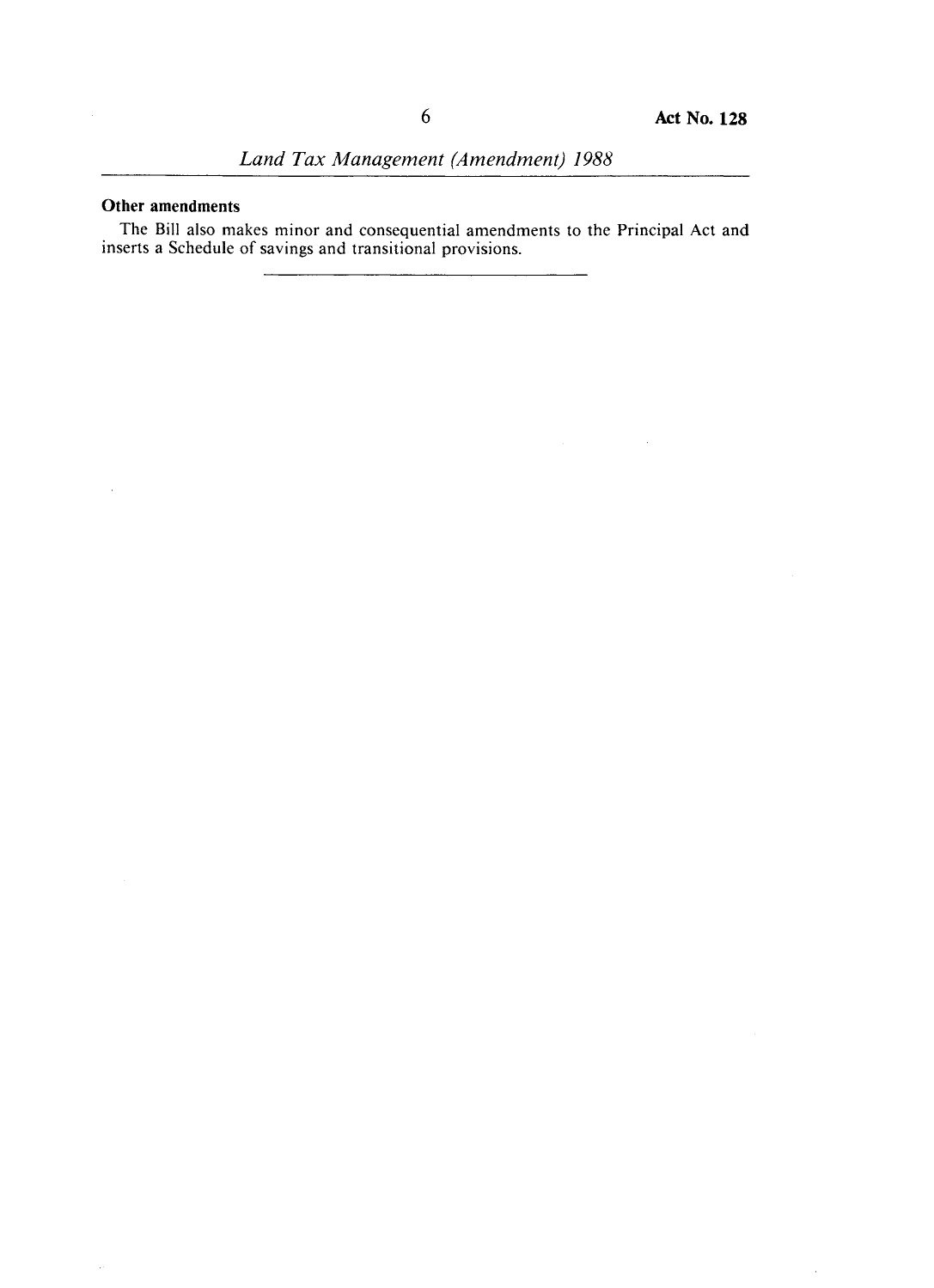**Other amendments**

The Bill also makes minor and consequential amendments to the Principal Act and inserts a Schedule of savings and transitional provisions.